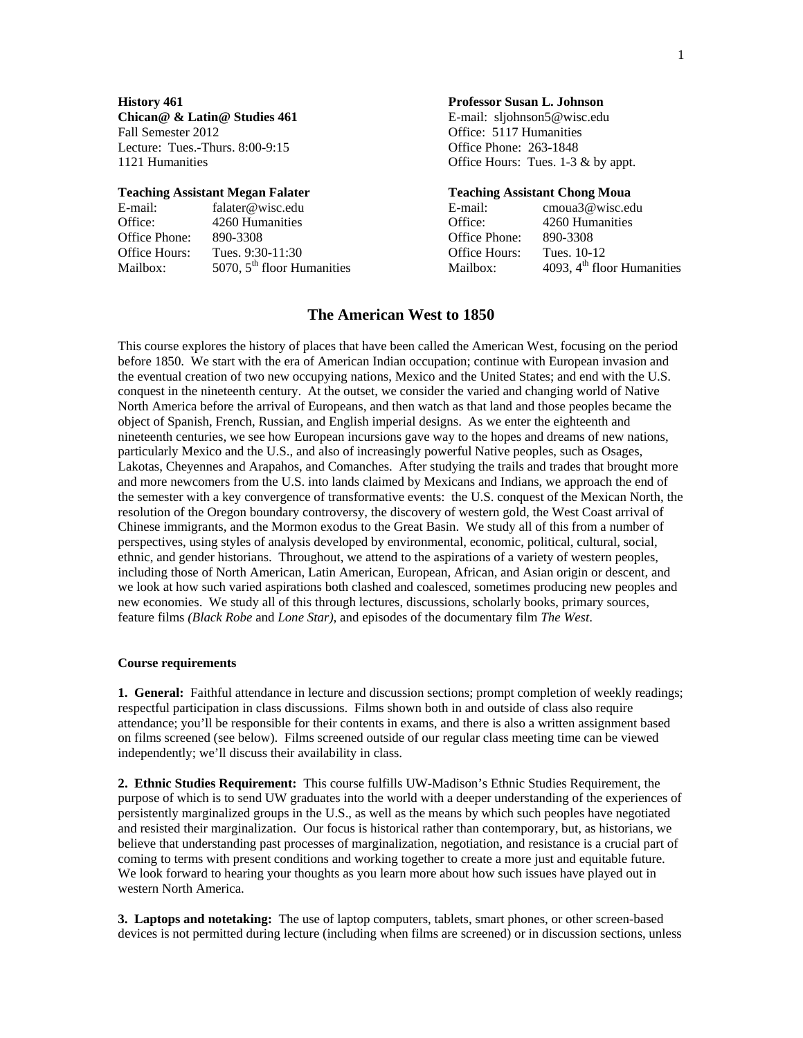**History 461**
**Chican@ & Latin@ Studies 461**
Fall Semester 2012
Lecture: Tues.-Thurs. 8:00-9:15
1121 Humanities

**Professor Susan L. Johnson**
E-mail: sljohnson5@wisc.edu
Office: 5117 Humanities
Office Phone: 263-1848
Office Hours: Tues. 1-3 & by appt.

**Teaching Assistant Megan Falater**

| | |
|---|---|
| E-mail: | falater@wisc.edu |
| Office: | 4260 Humanities |
| Office Phone: | 890-3308 |
| Office Hours: | Tues. 9:30-11:30 |
| Mailbox: | 5070, 5th floor Humanities |

**Teaching Assistant Chong Moua**

| | |
|---|---|
| E-mail: | cmoua3@wisc.edu |
| Office: | 4260 Humanities |
| Office Phone: | 890-3308 |
| Office Hours: | Tues. 10-12 |
| Mailbox: | 4093, 4th floor Humanities |

# The American West to 1850

This course explores the history of places that have been called the American West, focusing on the period before 1850. We start with the era of American Indian occupation; continue with European invasion and the eventual creation of two new occupying nations, Mexico and the United States; and end with the U.S. conquest in the nineteenth century. At the outset, we consider the varied and changing world of Native North America before the arrival of Europeans, and then watch as that land and those peoples became the object of Spanish, French, Russian, and English imperial designs. As we enter the eighteenth and nineteenth centuries, we see how European incursions gave way to the hopes and dreams of new nations, particularly Mexico and the U.S., and also of increasingly powerful Native peoples, such as Osages, Lakotas, Cheyennes and Arapahos, and Comanches. After studying the trails and trades that brought more and more newcomers from the U.S. into lands claimed by Mexicans and Indians, we approach the end of the semester with a key convergence of transformative events: the U.S. conquest of the Mexican North, the resolution of the Oregon boundary controversy, the discovery of western gold, the West Coast arrival of Chinese immigrants, and the Mormon exodus to the Great Basin. We study all of this from a number of perspectives, using styles of analysis developed by environmental, economic, political, cultural, social, ethnic, and gender historians. Throughout, we attend to the aspirations of a variety of western peoples, including those of North American, Latin American, European, African, and Asian origin or descent, and we look at how such varied aspirations both clashed and coalesced, sometimes producing new peoples and new economies. We study all of this through lectures, discussions, scholarly books, primary sources, feature films *(Black Robe* and *Lone Star)*, and episodes of the documentary film *The West*.

### Course requirements

**1. General:** Faithful attendance in lecture and discussion sections; prompt completion of weekly readings; respectful participation in class discussions. Films shown both in and outside of class also require attendance; you'll be responsible for their contents in exams, and there is also a written assignment based on films screened (see below). Films screened outside of our regular class meeting time can be viewed independently; we'll discuss their availability in class.

**2. Ethnic Studies Requirement:** This course fulfills UW-Madison's Ethnic Studies Requirement, the purpose of which is to send UW graduates into the world with a deeper understanding of the experiences of persistently marginalized groups in the U.S., as well as the means by which such peoples have negotiated and resisted their marginalization. Our focus is historical rather than contemporary, but, as historians, we believe that understanding past processes of marginalization, negotiation, and resistance is a crucial part of coming to terms with present conditions and working together to create a more just and equitable future. We look forward to hearing your thoughts as you learn more about how such issues have played out in western North America.

**3. Laptops and notetaking:** The use of laptop computers, tablets, smart phones, or other screen-based devices is not permitted during lecture (including when films are screened) or in discussion sections, unless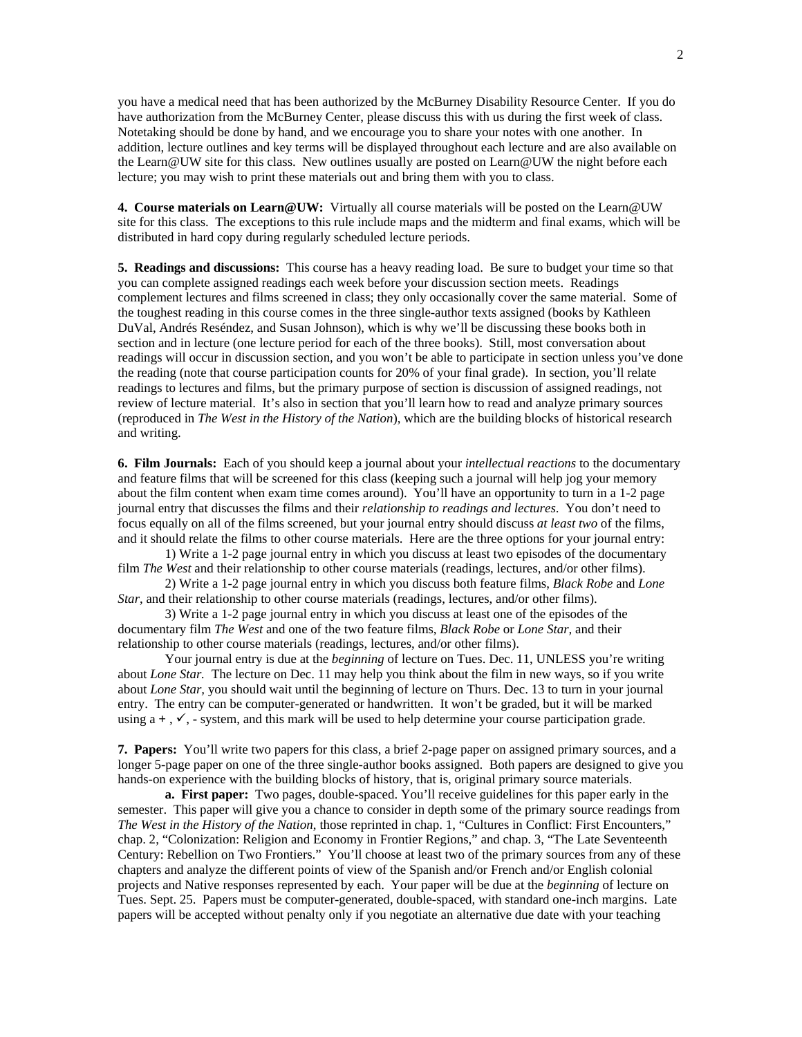you have a medical need that has been authorized by the McBurney Disability Resource Center. If you do have authorization from the McBurney Center, please discuss this with us during the first week of class. Notetaking should be done by hand, and we encourage you to share your notes with one another. In addition, lecture outlines and key terms will be displayed throughout each lecture and are also available on the Learn@UW site for this class. New outlines usually are posted on Learn@UW the night before each lecture; you may wish to print these materials out and bring them with you to class.

**4. Course materials on Learn@UW:** Virtually all course materials will be posted on the Learn@UW site for this class. The exceptions to this rule include maps and the midterm and final exams, which will be distributed in hard copy during regularly scheduled lecture periods.

**5. Readings and discussions:** This course has a heavy reading load. Be sure to budget your time so that you can complete assigned readings each week before your discussion section meets. Readings complement lectures and films screened in class; they only occasionally cover the same material. Some of the toughest reading in this course comes in the three single-author texts assigned (books by Kathleen DuVal, Andrés Reséndez, and Susan Johnson), which is why we'll be discussing these books both in section and in lecture (one lecture period for each of the three books). Still, most conversation about readings will occur in discussion section, and you won't be able to participate in section unless you've done the reading (note that course participation counts for 20% of your final grade). In section, you'll relate readings to lectures and films, but the primary purpose of section is discussion of assigned readings, not review of lecture material. It's also in section that you'll learn how to read and analyze primary sources (reproduced in *The West in the History of the Nation*), which are the building blocks of historical research and writing.

**6. Film Journals:** Each of you should keep a journal about your *intellectual reactions* to the documentary and feature films that will be screened for this class (keeping such a journal will help jog your memory about the film content when exam time comes around). You'll have an opportunity to turn in a 1-2 page journal entry that discusses the films and their *relationship to readings and lectures*. You don't need to focus equally on all of the films screened, but your journal entry should discuss *at least two* of the films, and it should relate the films to other course materials. Here are the three options for your journal entry:

1) Write a 1-2 page journal entry in which you discuss at least two episodes of the documentary film *The West* and their relationship to other course materials (readings, lectures, and/or other films).

2) Write a 1-2 page journal entry in which you discuss both feature films, *Black Robe* and *Lone Star*, and their relationship to other course materials (readings, lectures, and/or other films).

3) Write a 1-2 page journal entry in which you discuss at least one of the episodes of the documentary film *The West* and one of the two feature films, *Black Robe* or *Lone Star,* and their relationship to other course materials (readings, lectures, and/or other films).

Your journal entry is due at the *beginning* of lecture on Tues. Dec. 11, UNLESS you're writing about *Lone Star.* The lecture on Dec. 11 may help you think about the film in new ways, so if you write about *Lone Star,* you should wait until the beginning of lecture on Thurs. Dec. 13 to turn in your journal entry. The entry can be computer-generated or handwritten. It won't be graded, but it will be marked using a **+** , ✓, - system, and this mark will be used to help determine your course participation grade.

**7. Papers:** You'll write two papers for this class, a brief 2-page paper on assigned primary sources, and a longer 5-page paper on one of the three single-author books assigned. Both papers are designed to give you hands-on experience with the building blocks of history, that is, original primary source materials.

**a. First paper:** Two pages, double-spaced. You'll receive guidelines for this paper early in the semester. This paper will give you a chance to consider in depth some of the primary source readings from *The West in the History of the Nation*, those reprinted in chap. 1, "Cultures in Conflict: First Encounters," chap. 2, "Colonization: Religion and Economy in Frontier Regions," and chap. 3, "The Late Seventeenth Century: Rebellion on Two Frontiers." You'll choose at least two of the primary sources from any of these chapters and analyze the different points of view of the Spanish and/or French and/or English colonial projects and Native responses represented by each. Your paper will be due at the *beginning* of lecture on Tues. Sept. 25. Papers must be computer-generated, double-spaced, with standard one-inch margins. Late papers will be accepted without penalty only if you negotiate an alternative due date with your teaching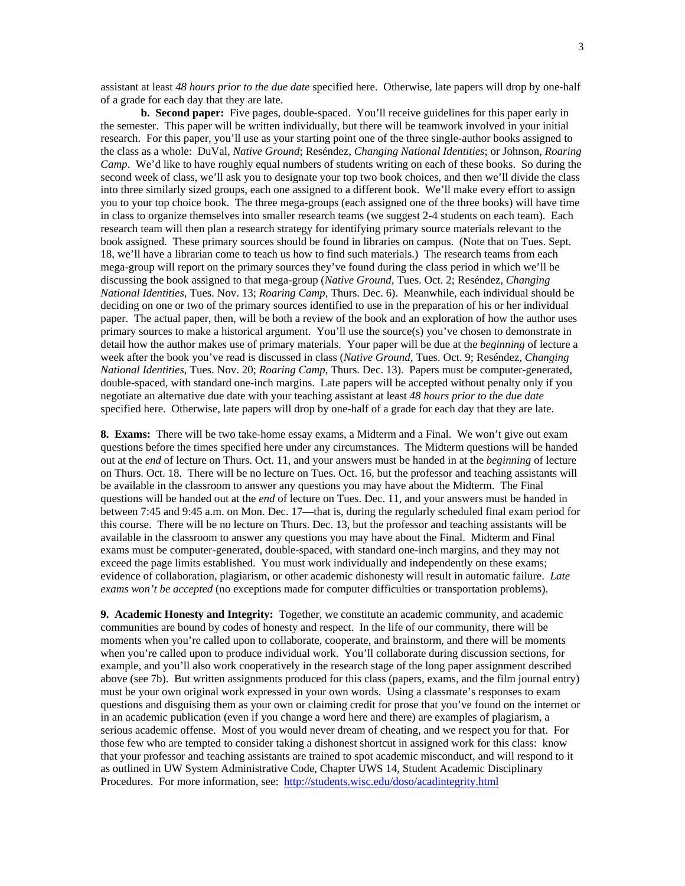assistant at least *48 hours prior to the due date* specified here. Otherwise, late papers will drop by one-half of a grade for each day that they are late.

**b. Second paper:** Five pages, double-spaced. You'll receive guidelines for this paper early in the semester. This paper will be written individually, but there will be teamwork involved in your initial research. For this paper, you'll use as your starting point one of the three single-author books assigned to the class as a whole: DuVal, *Native Ground*; Reséndez, *Changing National Identities*; or Johnson, *Roaring Camp*. We'd like to have roughly equal numbers of students writing on each of these books. So during the second week of class, we'll ask you to designate your top two book choices, and then we'll divide the class into three similarly sized groups, each one assigned to a different book. We'll make every effort to assign you to your top choice book. The three mega-groups (each assigned one of the three books) will have time in class to organize themselves into smaller research teams (we suggest 2-4 students on each team). Each research team will then plan a research strategy for identifying primary source materials relevant to the book assigned. These primary sources should be found in libraries on campus. (Note that on Tues. Sept. 18, we'll have a librarian come to teach us how to find such materials.) The research teams from each mega-group will report on the primary sources they've found during the class period in which we'll be discussing the book assigned to that mega-group (*Native Ground*, Tues. Oct. 2; Reséndez, *Changing National Identities*, Tues. Nov. 13; *Roaring Camp*, Thurs. Dec. 6). Meanwhile, each individual should be deciding on one or two of the primary sources identified to use in the preparation of his or her individual paper. The actual paper, then, will be both a review of the book and an exploration of how the author uses primary sources to make a historical argument. You'll use the source(s) you've chosen to demonstrate in detail how the author makes use of primary materials. Your paper will be due at the *beginning* of lecture a week after the book you've read is discussed in class (*Native Ground*, Tues. Oct. 9; Reséndez, *Changing National Identities*, Tues. Nov. 20; *Roaring Camp*, Thurs. Dec. 13). Papers must be computer-generated, double-spaced, with standard one-inch margins. Late papers will be accepted without penalty only if you negotiate an alternative due date with your teaching assistant at least *48 hours prior to the due date* specified here. Otherwise, late papers will drop by one-half of a grade for each day that they are late.

**8. Exams:** There will be two take-home essay exams, a Midterm and a Final. We won't give out exam questions before the times specified here under any circumstances. The Midterm questions will be handed out at the *end* of lecture on Thurs. Oct. 11, and your answers must be handed in at the *beginning* of lecture on Thurs. Oct. 18. There will be no lecture on Tues. Oct. 16, but the professor and teaching assistants will be available in the classroom to answer any questions you may have about the Midterm. The Final questions will be handed out at the *end* of lecture on Tues. Dec. 11, and your answers must be handed in between 7:45 and 9:45 a.m. on Mon. Dec. 17—that is, during the regularly scheduled final exam period for this course. There will be no lecture on Thurs. Dec. 13, but the professor and teaching assistants will be available in the classroom to answer any questions you may have about the Final. Midterm and Final exams must be computer-generated, double-spaced, with standard one-inch margins, and they may not exceed the page limits established. You must work individually and independently on these exams; evidence of collaboration, plagiarism, or other academic dishonesty will result in automatic failure. *Late exams won't be accepted* (no exceptions made for computer difficulties or transportation problems).

**9. Academic Honesty and Integrity:** Together, we constitute an academic community, and academic communities are bound by codes of honesty and respect. In the life of our community, there will be moments when you're called upon to collaborate, cooperate, and brainstorm, and there will be moments when you're called upon to produce individual work. You'll collaborate during discussion sections, for example, and you'll also work cooperatively in the research stage of the long paper assignment described above (see 7b). But written assignments produced for this class (papers, exams, and the film journal entry) must be your own original work expressed in your own words. Using a classmate's responses to exam questions and disguising them as your own or claiming credit for prose that you've found on the internet or in an academic publication (even if you change a word here and there) are examples of plagiarism, a serious academic offense. Most of you would never dream of cheating, and we respect you for that. For those few who are tempted to consider taking a dishonest shortcut in assigned work for this class: know that your professor and teaching assistants are trained to spot academic misconduct, and will respond to it as outlined in UW System Administrative Code, Chapter UWS 14, Student Academic Disciplinary Procedures. For more information, see: http://students.wisc.edu/doso/acadintegrity.html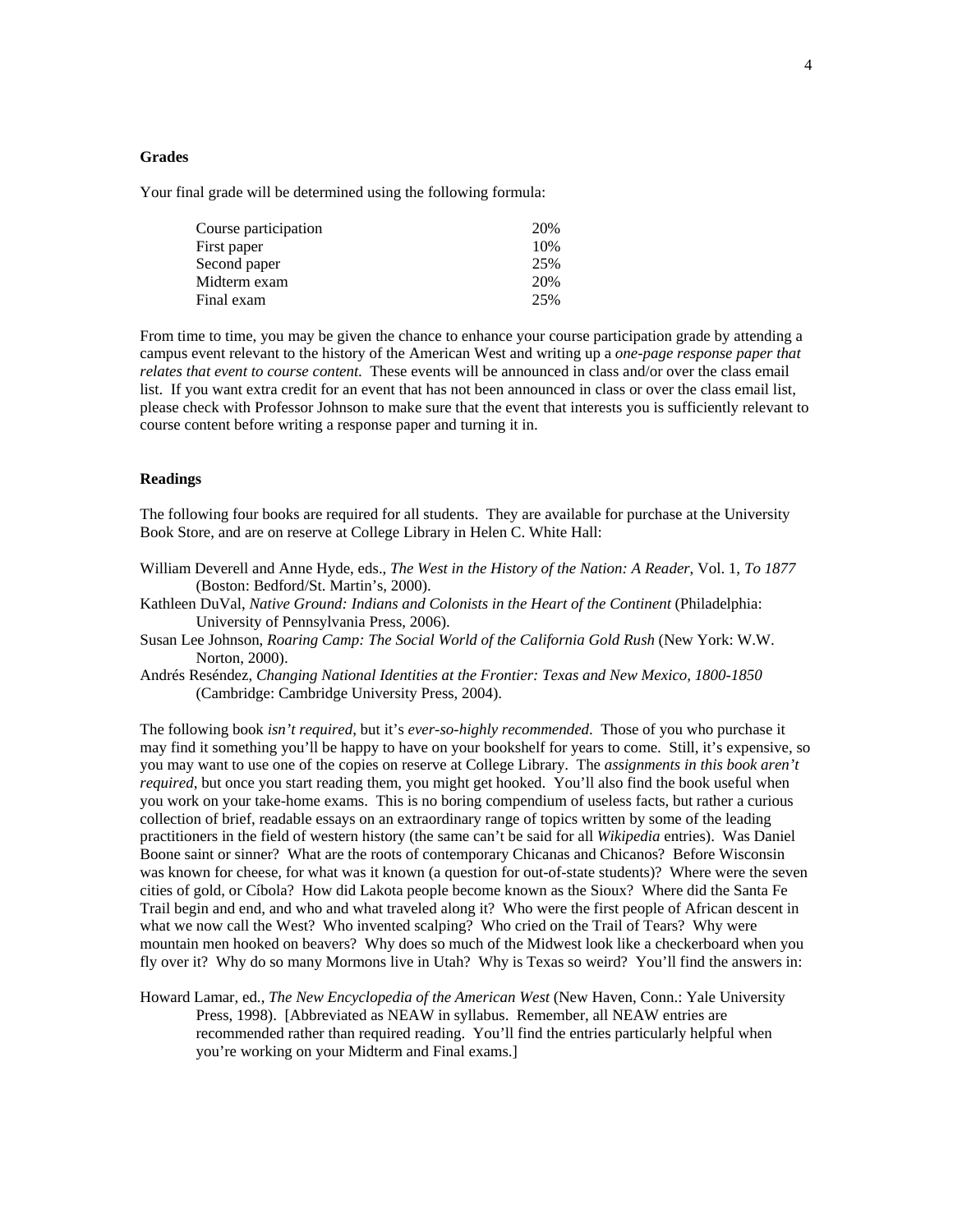## Grades

Your final grade will be determined using the following formula:

| Component | Weight |
|---|---|
| Course participation | 20% |
| First paper | 10% |
| Second paper | 25% |
| Midterm exam | 20% |
| Final exam | 25% |

From time to time, you may be given the chance to enhance your course participation grade by attending a campus event relevant to the history of the American West and writing up a *one-page response paper that relates that event to course content.* These events will be announced in class and/or over the class email list. If you want extra credit for an event that has not been announced in class or over the class email list, please check with Professor Johnson to make sure that the event that interests you is sufficiently relevant to course content before writing a response paper and turning it in.

## Readings

The following four books are required for all students. They are available for purchase at the University Book Store, and are on reserve at College Library in Helen C. White Hall:

William Deverell and Anne Hyde, eds., *The West in the History of the Nation: A Reader*, Vol. 1, *To 1877* (Boston: Bedford/St. Martin's, 2000).

Kathleen DuVal, *Native Ground: Indians and Colonists in the Heart of the Continent* (Philadelphia: University of Pennsylvania Press, 2006).

Susan Lee Johnson, *Roaring Camp: The Social World of the California Gold Rush* (New York: W.W. Norton, 2000).

Andrés Reséndez, *Changing National Identities at the Frontier: Texas and New Mexico, 1800-1850* (Cambridge: Cambridge University Press, 2004).

The following book *isn't required*, but it's *ever-so-highly recommended*. Those of you who purchase it may find it something you'll be happy to have on your bookshelf for years to come. Still, it's expensive, so you may want to use one of the copies on reserve at College Library. The *assignments in this book aren't required*, but once you start reading them, you might get hooked. You'll also find the book useful when you work on your take-home exams. This is no boring compendium of useless facts, but rather a curious collection of brief, readable essays on an extraordinary range of topics written by some of the leading practitioners in the field of western history (the same can't be said for all *Wikipedia* entries). Was Daniel Boone saint or sinner? What are the roots of contemporary Chicanas and Chicanos? Before Wisconsin was known for cheese, for what was it known (a question for out-of-state students)? Where were the seven cities of gold, or Cíbola? How did Lakota people become known as the Sioux? Where did the Santa Fe Trail begin and end, and who and what traveled along it? Who were the first people of African descent in what we now call the West? Who invented scalping? Who cried on the Trail of Tears? Why were mountain men hooked on beavers? Why does so much of the Midwest look like a checkerboard when you fly over it? Why do so many Mormons live in Utah? Why is Texas so weird? You'll find the answers in:

Howard Lamar, ed., *The New Encyclopedia of the American West* (New Haven, Conn.: Yale University Press, 1998). [Abbreviated as NEAW in syllabus. Remember, all NEAW entries are recommended rather than required reading. You'll find the entries particularly helpful when you're working on your Midterm and Final exams.]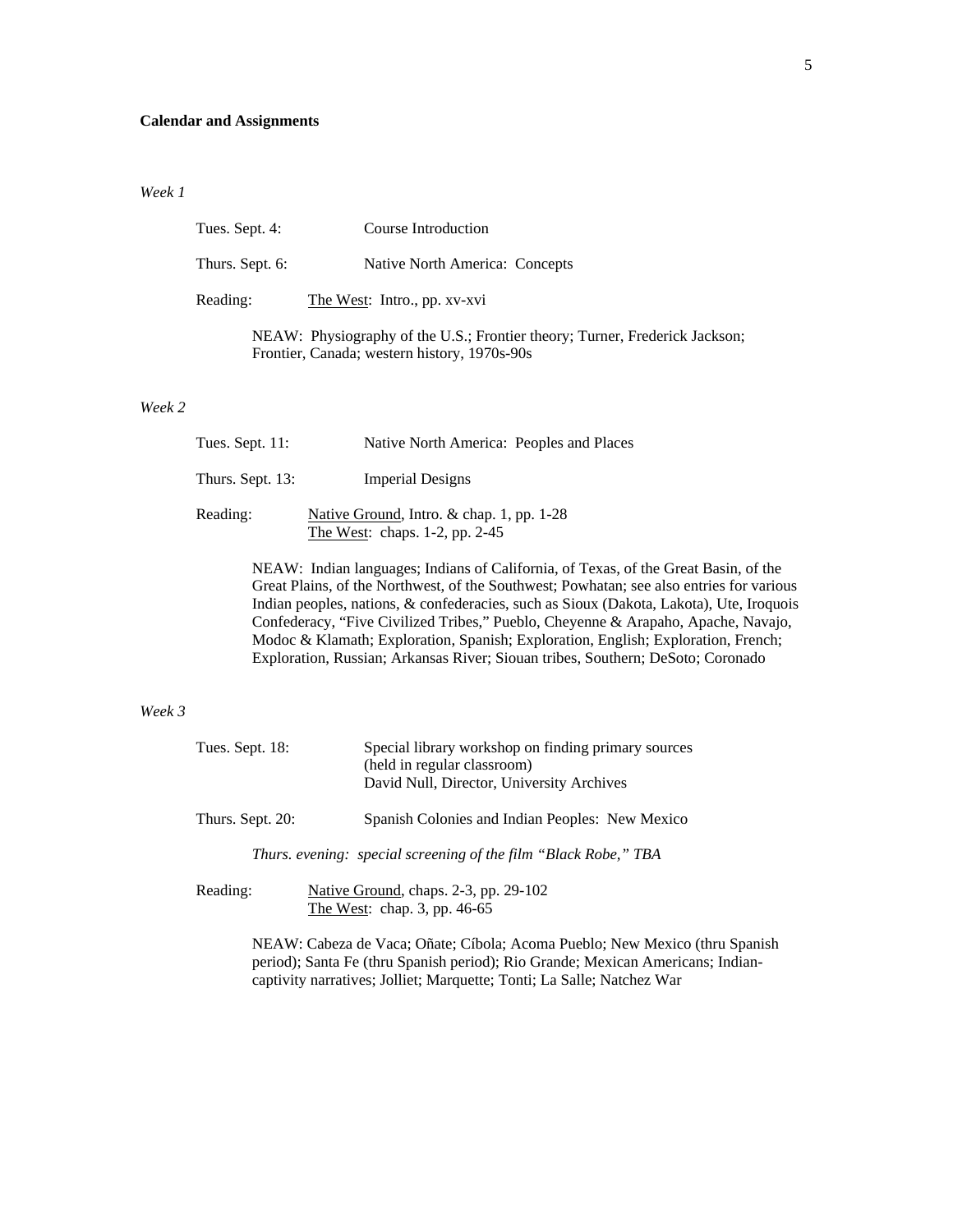**Calendar and Assignments**

*Week 1*

Tues. Sept. 4: Course Introduction

Thurs. Sept. 6: Native North America: Concepts

Reading: The West: Intro., pp. xv-xvi

NEAW: Physiography of the U.S.; Frontier theory; Turner, Frederick Jackson; Frontier, Canada; western history, 1970s-90s

*Week 2*

Tues. Sept. 11: Native North America: Peoples and Places

Thurs. Sept. 13: Imperial Designs

Reading: Native Ground, Intro. & chap. 1, pp. 1-28
The West: chaps. 1-2, pp. 2-45

NEAW: Indian languages; Indians of California, of Texas, of the Great Basin, of the Great Plains, of the Northwest, of the Southwest; Powhatan; see also entries for various Indian peoples, nations, & confederacies, such as Sioux (Dakota, Lakota), Ute, Iroquois Confederacy, "Five Civilized Tribes," Pueblo, Cheyenne & Arapaho, Apache, Navajo, Modoc & Klamath; Exploration, Spanish; Exploration, English; Exploration, French; Exploration, Russian; Arkansas River; Siouan tribes, Southern; DeSoto; Coronado

*Week 3*

Tues. Sept. 18: Special library workshop on finding primary sources
(held in regular classroom)
David Null, Director, University Archives

Thurs. Sept. 20: Spanish Colonies and Indian Peoples: New Mexico

*Thurs. evening: special screening of the film "Black Robe," TBA*

Reading: Native Ground, chaps. 2-3, pp. 29-102
The West: chap. 3, pp. 46-65

NEAW: Cabeza de Vaca; Oñate; Cíbola; Acoma Pueblo; New Mexico (thru Spanish period); Santa Fe (thru Spanish period); Rio Grande; Mexican Americans; Indian-captivity narratives; Jolliet; Marquette; Tonti; La Salle; Natchez War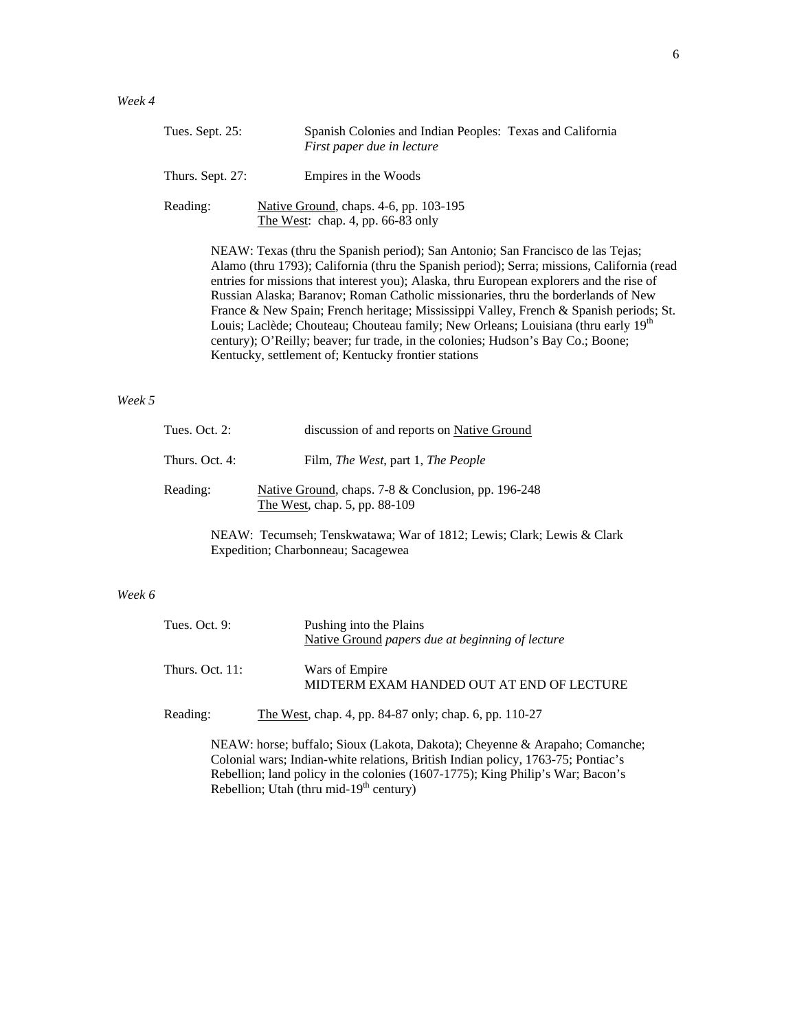*Week 4*

Tues. Sept. 25: Spanish Colonies and Indian Peoples: Texas and California
*First paper due in lecture*

Thurs. Sept. 27: Empires in the Woods

Reading: Native Ground, chaps. 4-6, pp. 103-195
The West: chap. 4, pp. 66-83 only

NEAW: Texas (thru the Spanish period); San Antonio; San Francisco de las Tejas; Alamo (thru 1793); California (thru the Spanish period); Serra; missions, California (read entries for missions that interest you); Alaska, thru European explorers and the rise of Russian Alaska; Baranov; Roman Catholic missionaries, thru the borderlands of New France & New Spain; French heritage; Mississippi Valley, French & Spanish periods; St. Louis; Laclède; Chouteau; Chouteau family; New Orleans; Louisiana (thru early 19th century); O'Reilly; beaver; fur trade, in the colonies; Hudson's Bay Co.; Boone; Kentucky, settlement of; Kentucky frontier stations

*Week 5*

Tues. Oct. 2: discussion of and reports on Native Ground

Thurs. Oct. 4: Film, *The West*, part 1, *The People*

Reading: Native Ground, chaps. 7-8 & Conclusion, pp. 196-248
The West, chap. 5, pp. 88-109

NEAW: Tecumseh; Tenskwatawa; War of 1812; Lewis; Clark; Lewis & Clark Expedition; Charbonneau; Sacagewea

*Week 6*

Tues. Oct. 9: Pushing into the Plains
Native Ground *papers due at beginning of lecture*

Thurs. Oct. 11: Wars of Empire
MIDTERM EXAM HANDED OUT AT END OF LECTURE

Reading: The West, chap. 4, pp. 84-87 only; chap. 6, pp. 110-27

NEAW: horse; buffalo; Sioux (Lakota, Dakota); Cheyenne & Arapaho; Comanche; Colonial wars; Indian-white relations, British Indian policy, 1763-75; Pontiac's Rebellion; land policy in the colonies (1607-1775); King Philip's War; Bacon's Rebellion; Utah (thru mid-19th century)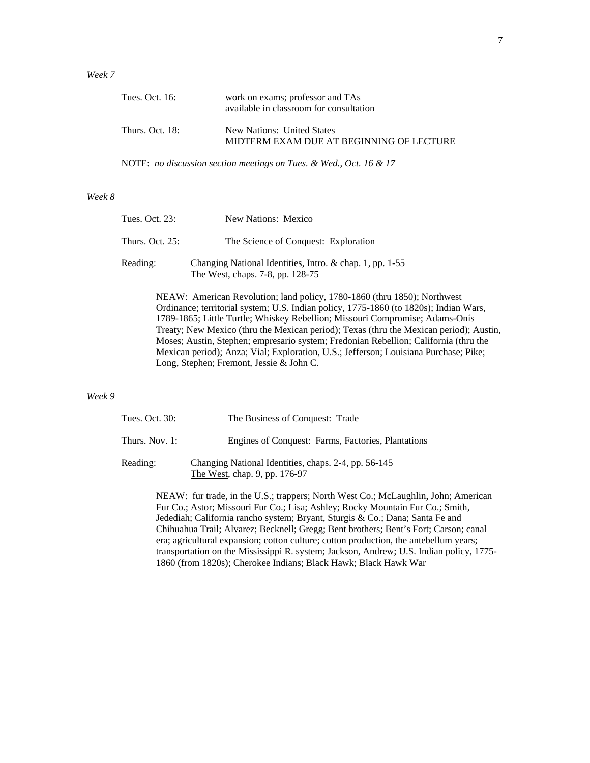*Week 7*

Tues. Oct. 16: work on exams; professor and TAs available in classroom for consultation

Thurs. Oct. 18: New Nations: United States
MIDTERM EXAM DUE AT BEGINNING OF LECTURE

NOTE: *no discussion section meetings on Tues. & Wed., Oct. 16 & 17*

*Week 8*

Tues. Oct. 23: New Nations: Mexico

Thurs. Oct. 25: The Science of Conquest: Exploration

Reading: <u>Changing National Identities</u>, Intro. & chap. 1, pp. 1-55
<u>The West</u>, chaps. 7-8, pp. 128-75

NEAW: American Revolution; land policy, 1780-1860 (thru 1850); Northwest Ordinance; territorial system; U.S. Indian policy, 1775-1860 (to 1820s); Indian Wars, 1789-1865; Little Turtle; Whiskey Rebellion; Missouri Compromise; Adams-Onís Treaty; New Mexico (thru the Mexican period); Texas (thru the Mexican period); Austin, Moses; Austin, Stephen; empresario system; Fredonian Rebellion; California (thru the Mexican period); Anza; Vial; Exploration, U.S.; Jefferson; Louisiana Purchase; Pike; Long, Stephen; Fremont, Jessie & John C.

*Week 9*

Tues. Oct. 30: The Business of Conquest: Trade

Thurs. Nov. 1: Engines of Conquest: Farms, Factories, Plantations

Reading: <u>Changing National Identities</u>, chaps. 2-4, pp. 56-145
<u>The West</u>, chap. 9, pp. 176-97

NEAW: fur trade, in the U.S.; trappers; North West Co.; McLaughlin, John; American Fur Co.; Astor; Missouri Fur Co.; Lisa; Ashley; Rocky Mountain Fur Co.; Smith, Jedediah; California rancho system; Bryant, Sturgis & Co.; Dana; Santa Fe and Chihuahua Trail; Alvarez; Becknell; Gregg; Bent brothers; Bent's Fort; Carson; canal era; agricultural expansion; cotton culture; cotton production, the antebellum years; transportation on the Mississippi R. system; Jackson, Andrew; U.S. Indian policy, 1775-1860 (from 1820s); Cherokee Indians; Black Hawk; Black Hawk War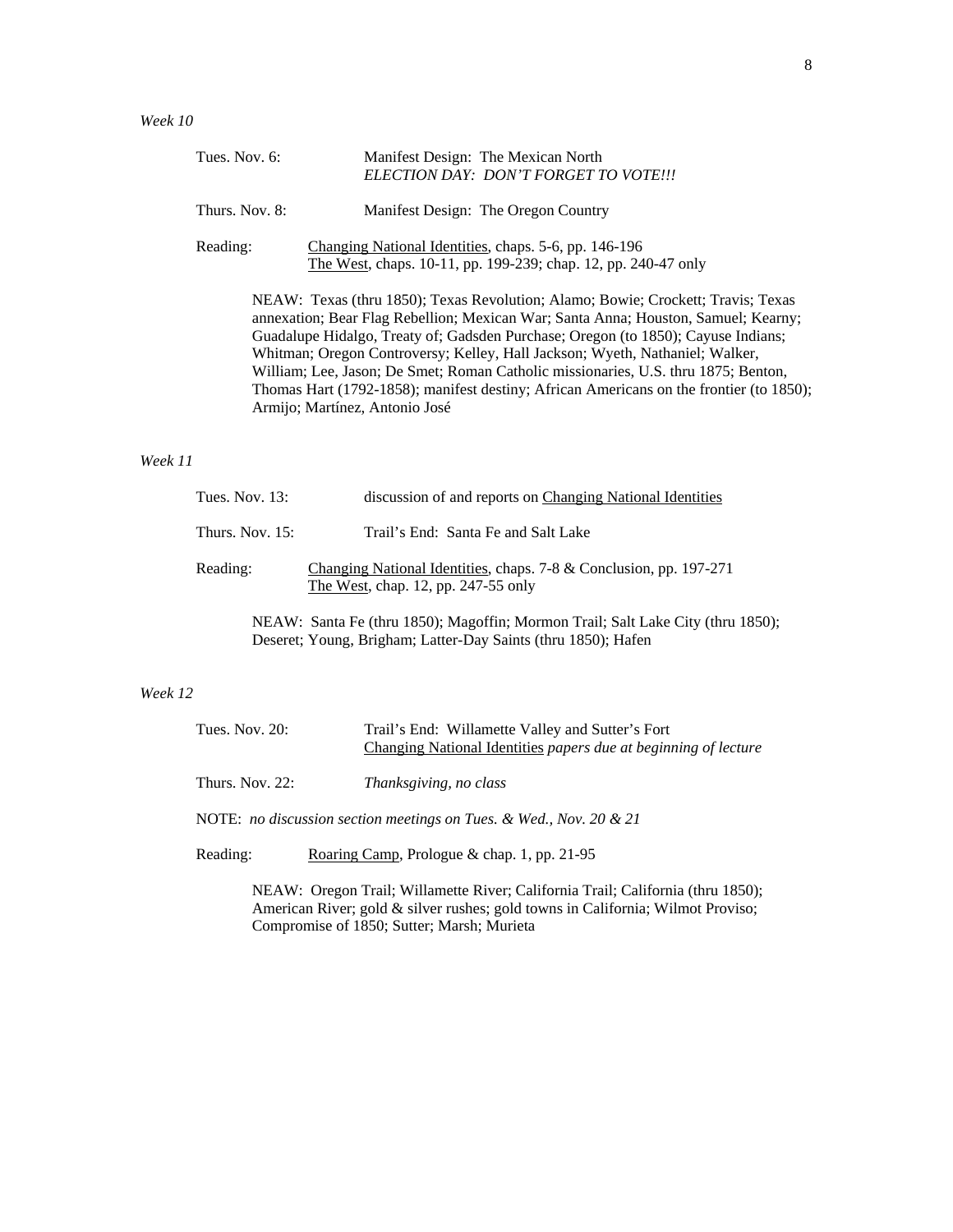*Week 10*

Tues. Nov. 6: Manifest Design: The Mexican North
*ELECTION DAY: DON'T FORGET TO VOTE!!!*

Thurs. Nov. 8: Manifest Design: The Oregon Country

Reading: Changing National Identities, chaps. 5-6, pp. 146-196
The West, chaps. 10-11, pp. 199-239; chap. 12, pp. 240-47 only

NEAW: Texas (thru 1850); Texas Revolution; Alamo; Bowie; Crockett; Travis; Texas annexation; Bear Flag Rebellion; Mexican War; Santa Anna; Houston, Samuel; Kearny; Guadalupe Hidalgo, Treaty of; Gadsden Purchase; Oregon (to 1850); Cayuse Indians; Whitman; Oregon Controversy; Kelley, Hall Jackson; Wyeth, Nathaniel; Walker, William; Lee, Jason; De Smet; Roman Catholic missionaries, U.S. thru 1875; Benton, Thomas Hart (1792-1858); manifest destiny; African Americans on the frontier (to 1850); Armijo; Martínez, Antonio José

*Week 11*

Tues. Nov. 13: discussion of and reports on Changing National Identities

Thurs. Nov. 15: Trail's End: Santa Fe and Salt Lake

Reading: Changing National Identities, chaps. 7-8 & Conclusion, pp. 197-271
The West, chap. 12, pp. 247-55 only

NEAW: Santa Fe (thru 1850); Magoffin; Mormon Trail; Salt Lake City (thru 1850); Deseret; Young, Brigham; Latter-Day Saints (thru 1850); Hafen

*Week 12*

Tues. Nov. 20: Trail's End: Willamette Valley and Sutter's Fort
Changing National Identities *papers due at beginning of lecture*

Thurs. Nov. 22: *Thanksgiving, no class*

NOTE: *no discussion section meetings on Tues. & Wed., Nov. 20 & 21*

Reading: Roaring Camp, Prologue & chap. 1, pp. 21-95

NEAW: Oregon Trail; Willamette River; California Trail; California (thru 1850); American River; gold & silver rushes; gold towns in California; Wilmot Proviso; Compromise of 1850; Sutter; Marsh; Murieta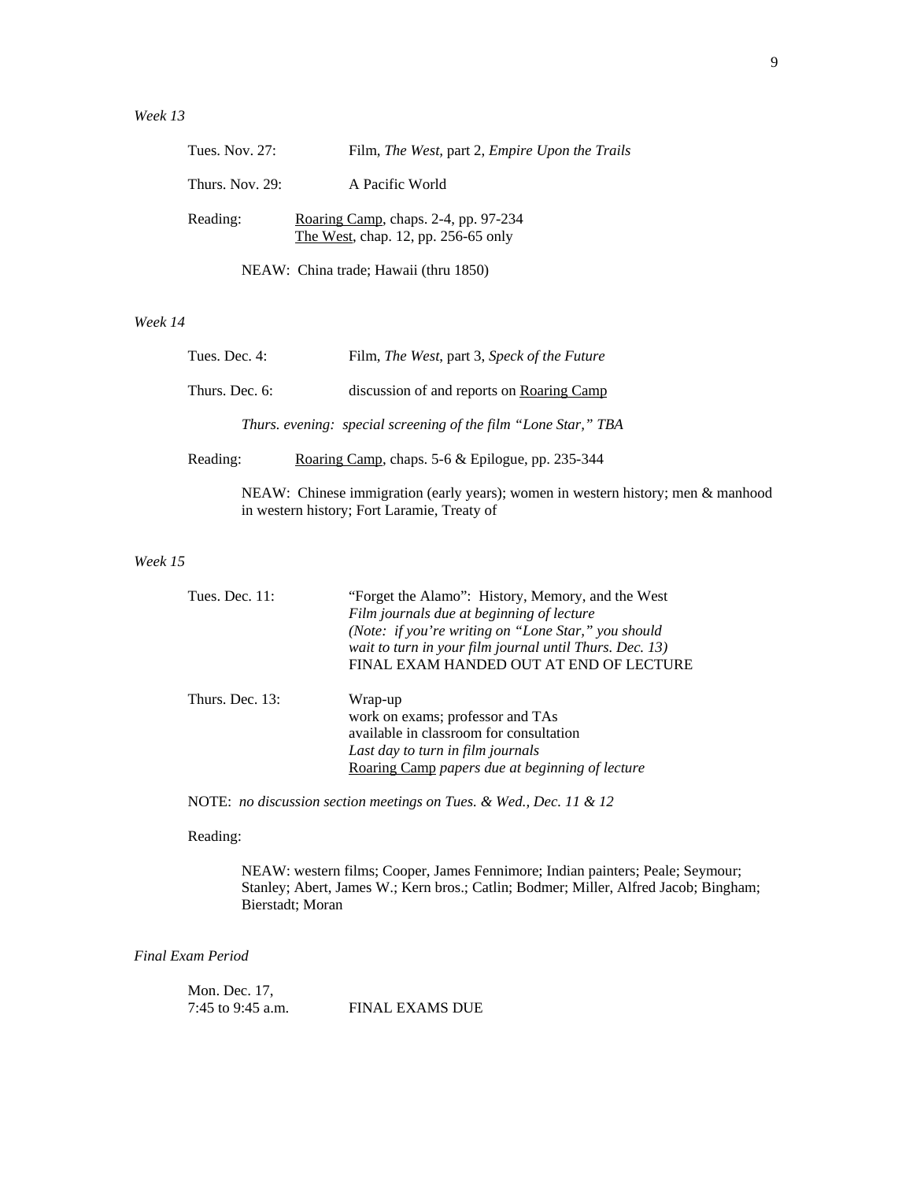*Week 13*

Tues. Nov. 27: Film, *The West*, part 2, *Empire Upon the Trails*

Thurs. Nov. 29: A Pacific World

Reading: Roaring Camp, chaps. 2-4, pp. 97-234
The West, chap. 12, pp. 256-65 only

NEAW: China trade; Hawaii (thru 1850)

*Week 14*

Tues. Dec. 4: Film, *The West*, part 3, *Speck of the Future*

Thurs. Dec. 6: discussion of and reports on Roaring Camp

*Thurs. evening: special screening of the film "Lone Star," TBA*

Reading: Roaring Camp, chaps. 5-6 & Epilogue, pp. 235-344

NEAW: Chinese immigration (early years); women in western history; men & manhood in western history; Fort Laramie, Treaty of

*Week 15*

Tues. Dec. 11: "Forget the Alamo": History, Memory, and the West
*Film journals due at beginning of lecture*
*(Note: if you're writing on "Lone Star," you should wait to turn in your film journal until Thurs. Dec. 13)*
FINAL EXAM HANDED OUT AT END OF LECTURE

Thurs. Dec. 13: Wrap-up
work on exams; professor and TAs available in classroom for consultation
*Last day to turn in film journals*
Roaring Camp *papers due at beginning of lecture*

NOTE: *no discussion section meetings on Tues. & Wed., Dec. 11 & 12*

Reading:

NEAW: western films; Cooper, James Fennimore; Indian painters; Peale; Seymour; Stanley; Abert, James W.; Kern bros.; Catlin; Bodmer; Miller, Alfred Jacob; Bingham; Bierstadt; Moran

*Final Exam Period*

Mon. Dec. 17,
7:45 to 9:45 a.m. FINAL EXAMS DUE